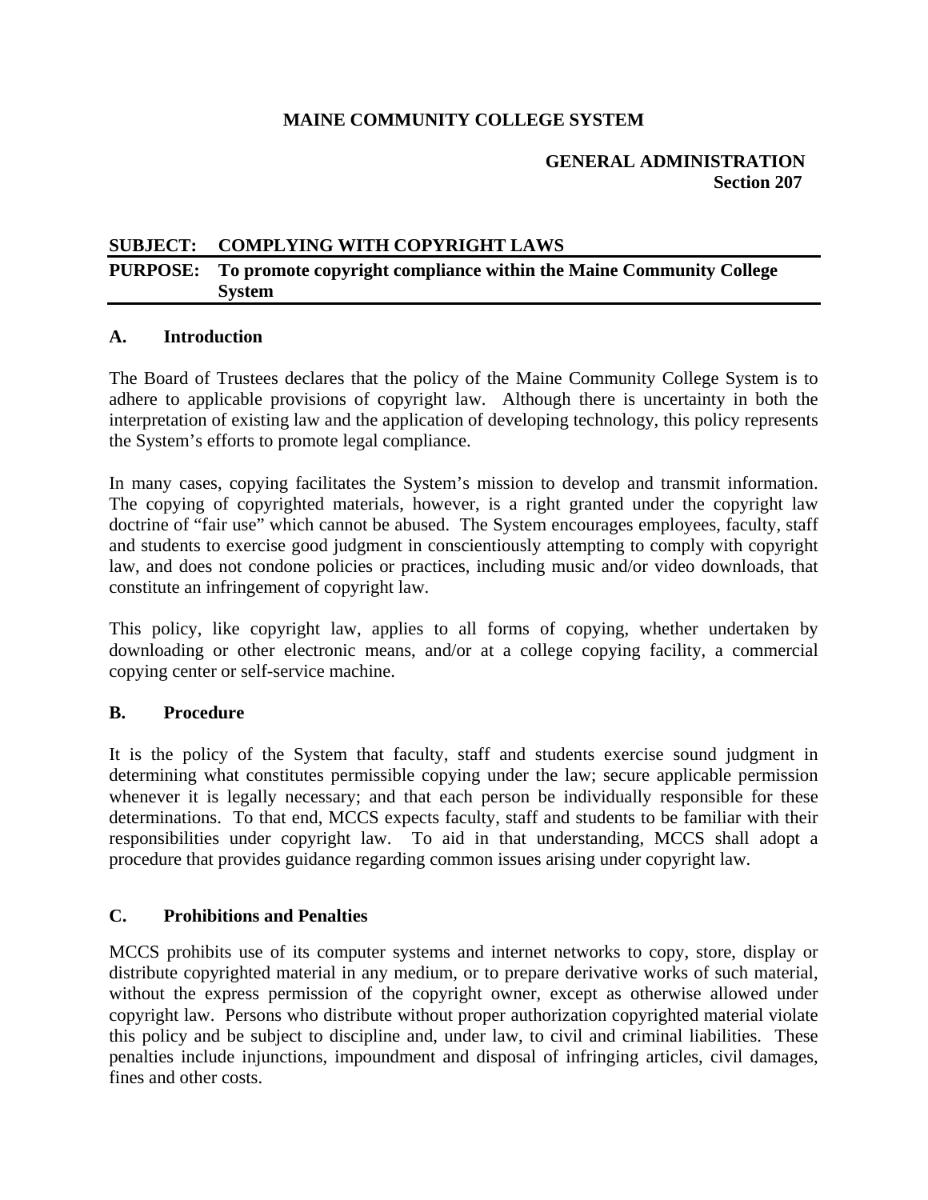**MAINE COMMUNITY COLLEGE SYSTEM**

**GENERAL ADMINISTRATION**
**Section 207**

**SUBJECT: COMPLYING WITH COPYRIGHT LAWS**

**PURPOSE: To promote copyright compliance within the Maine Community College System**

## A. Introduction

The Board of Trustees declares that the policy of the Maine Community College System is to adhere to applicable provisions of copyright law. Although there is uncertainty in both the interpretation of existing law and the application of developing technology, this policy represents the System's efforts to promote legal compliance.

In many cases, copying facilitates the System's mission to develop and transmit information. The copying of copyrighted materials, however, is a right granted under the copyright law doctrine of "fair use" which cannot be abused. The System encourages employees, faculty, staff and students to exercise good judgment in conscientiously attempting to comply with copyright law, and does not condone policies or practices, including music and/or video downloads, that constitute an infringement of copyright law.

This policy, like copyright law, applies to all forms of copying, whether undertaken by downloading or other electronic means, and/or at a college copying facility, a commercial copying center or self-service machine.

## B. Procedure

It is the policy of the System that faculty, staff and students exercise sound judgment in determining what constitutes permissible copying under the law; secure applicable permission whenever it is legally necessary; and that each person be individually responsible for these determinations. To that end, MCCS expects faculty, staff and students to be familiar with their responsibilities under copyright law. To aid in that understanding, MCCS shall adopt a procedure that provides guidance regarding common issues arising under copyright law.

## C. Prohibitions and Penalties

MCCS prohibits use of its computer systems and internet networks to copy, store, display or distribute copyrighted material in any medium, or to prepare derivative works of such material, without the express permission of the copyright owner, except as otherwise allowed under copyright law. Persons who distribute without proper authorization copyrighted material violate this policy and be subject to discipline and, under law, to civil and criminal liabilities. These penalties include injunctions, impoundment and disposal of infringing articles, civil damages, fines and other costs.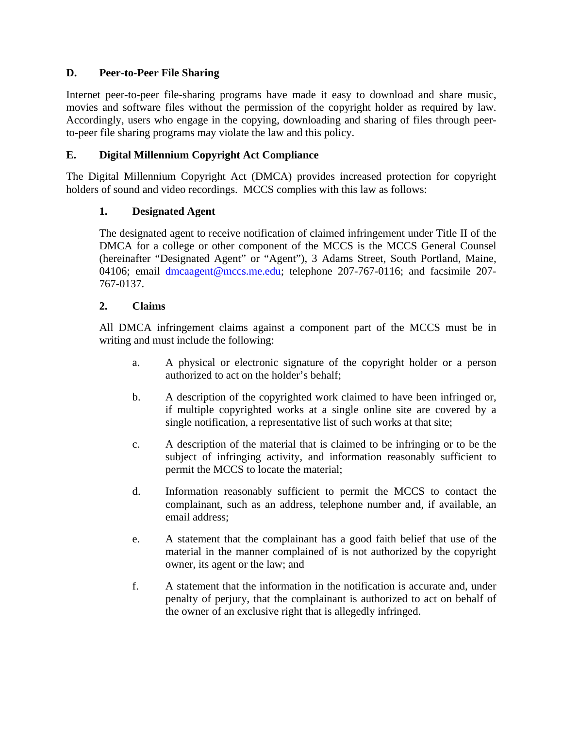## D. Peer-to-Peer File Sharing

Internet peer-to-peer file-sharing programs have made it easy to download and share music, movies and software files without the permission of the copyright holder as required by law. Accordingly, users who engage in the copying, downloading and sharing of files through peer-to-peer file sharing programs may violate the law and this policy.

## E. Digital Millennium Copyright Act Compliance

The Digital Millennium Copyright Act (DMCA) provides increased protection for copyright holders of sound and video recordings. MCCS complies with this law as follows:

### 1. Designated Agent

The designated agent to receive notification of claimed infringement under Title II of the DMCA for a college or other component of the MCCS is the MCCS General Counsel (hereinafter "Designated Agent" or "Agent"), 3 Adams Street, South Portland, Maine, 04106; email dmcaagent@mccs.me.edu; telephone 207-767-0116; and facsimile 207-767-0137.

### 2. Claims

All DMCA infringement claims against a component part of the MCCS must be in writing and must include the following:

a. A physical or electronic signature of the copyright holder or a person authorized to act on the holder's behalf;

b. A description of the copyrighted work claimed to have been infringed or, if multiple copyrighted works at a single online site are covered by a single notification, a representative list of such works at that site;

c. A description of the material that is claimed to be infringing or to be the subject of infringing activity, and information reasonably sufficient to permit the MCCS to locate the material;

d. Information reasonably sufficient to permit the MCCS to contact the complainant, such as an address, telephone number and, if available, an email address;

e. A statement that the complainant has a good faith belief that use of the material in the manner complained of is not authorized by the copyright owner, its agent or the law; and

f. A statement that the information in the notification is accurate and, under penalty of perjury, that the complainant is authorized to act on behalf of the owner of an exclusive right that is allegedly infringed.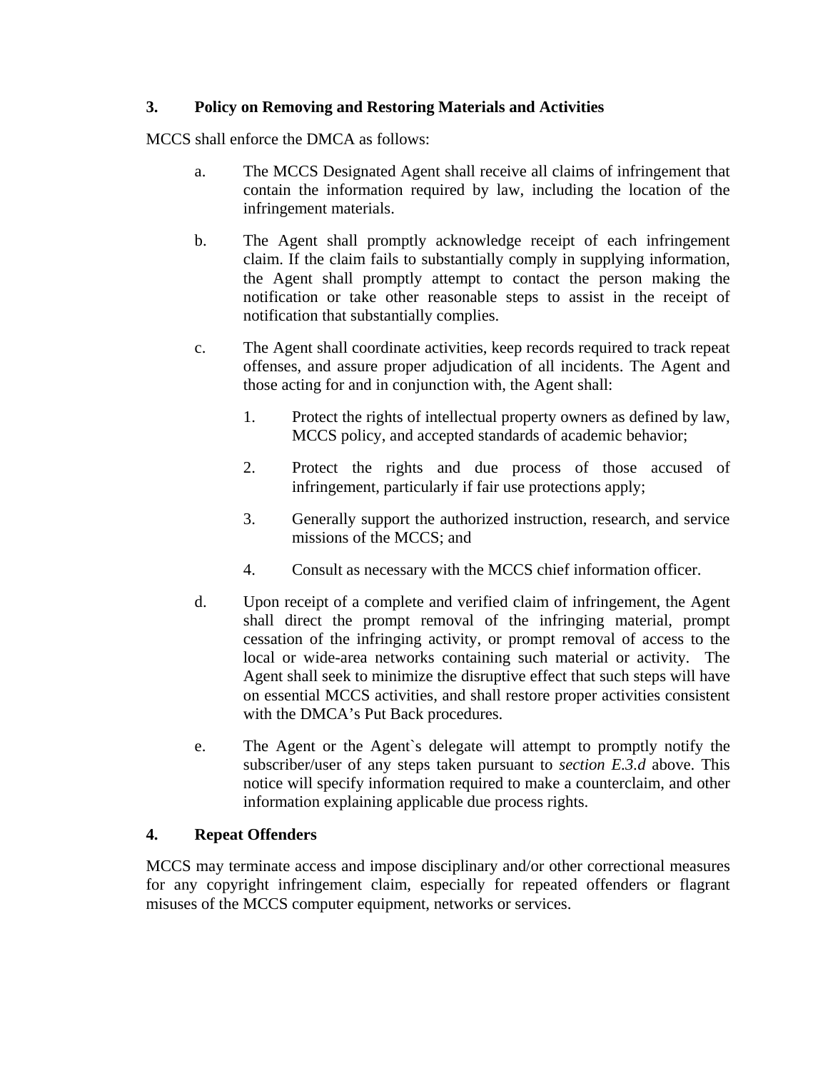### 3. Policy on Removing and Restoring Materials and Activities

MCCS shall enforce the DMCA as follows:

a. The MCCS Designated Agent shall receive all claims of infringement that contain the information required by law, including the location of the infringement materials.

b. The Agent shall promptly acknowledge receipt of each infringement claim. If the claim fails to substantially comply in supplying information, the Agent shall promptly attempt to contact the person making the notification or take other reasonable steps to assist in the receipt of notification that substantially complies.

c. The Agent shall coordinate activities, keep records required to track repeat offenses, and assure proper adjudication of all incidents. The Agent and those acting for and in conjunction with, the Agent shall:

   1. Protect the rights of intellectual property owners as defined by law, MCCS policy, and accepted standards of academic behavior;

   2. Protect the rights and due process of those accused of infringement, particularly if fair use protections apply;

   3. Generally support the authorized instruction, research, and service missions of the MCCS; and

   4. Consult as necessary with the MCCS chief information officer.

d. Upon receipt of a complete and verified claim of infringement, the Agent shall direct the prompt removal of the infringing material, prompt cessation of the infringing activity, or prompt removal of access to the local or wide-area networks containing such material or activity. The Agent shall seek to minimize the disruptive effect that such steps will have on essential MCCS activities, and shall restore proper activities consistent with the DMCA's Put Back procedures.

e. The Agent or the Agent`s delegate will attempt to promptly notify the subscriber/user of any steps taken pursuant to *section E.3.d* above. This notice will specify information required to make a counterclaim, and other information explaining applicable due process rights.

### 4. Repeat Offenders

MCCS may terminate access and impose disciplinary and/or other correctional measures for any copyright infringement claim, especially for repeated offenders or flagrant misuses of the MCCS computer equipment, networks or services.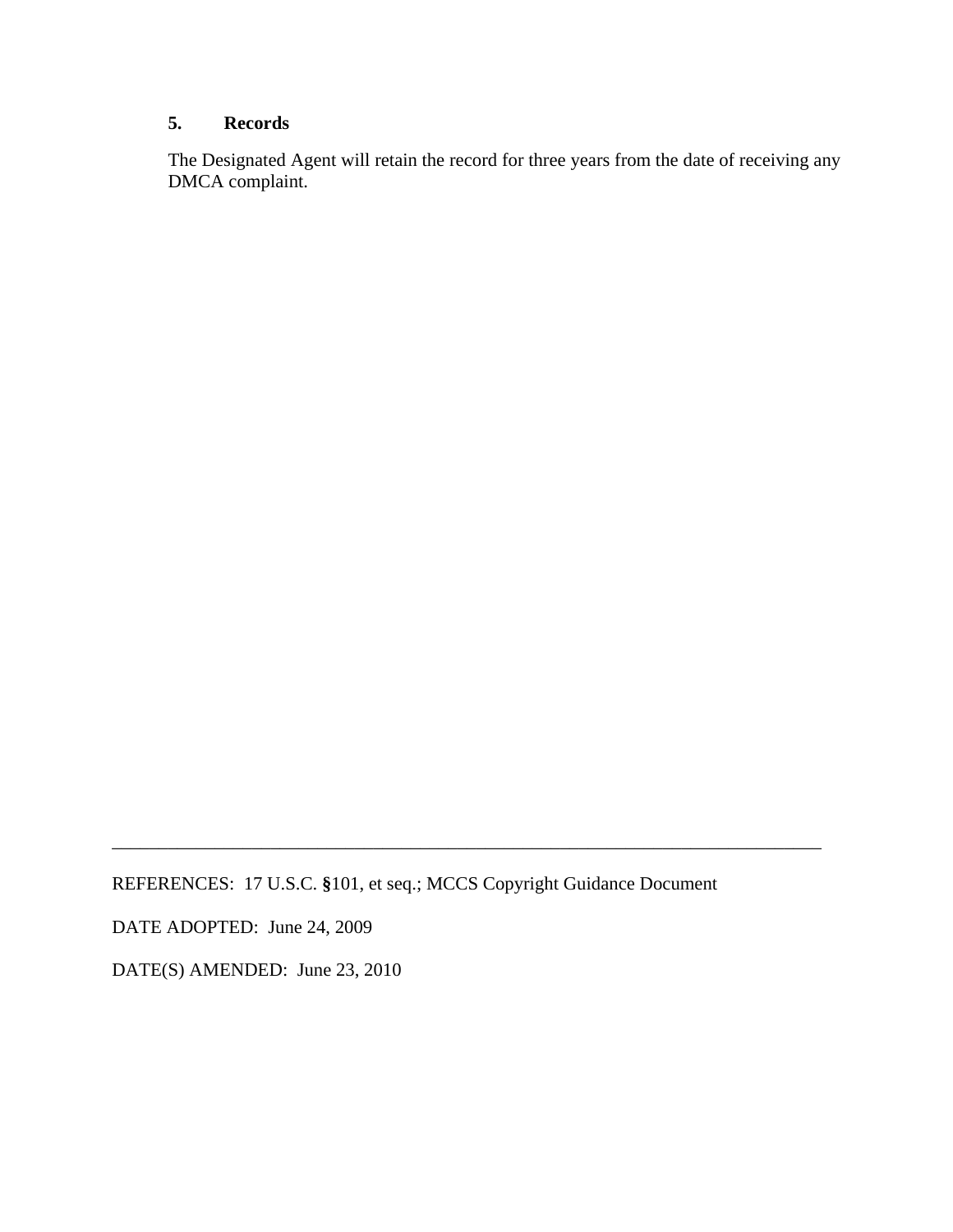### 5. Records

The Designated Agent will retain the record for three years from the date of receiving any DMCA complaint.

---

REFERENCES: 17 U.S.C. §101, et seq.; MCCS Copyright Guidance Document

DATE ADOPTED: June 24, 2009

DATE(S) AMENDED: June 23, 2010